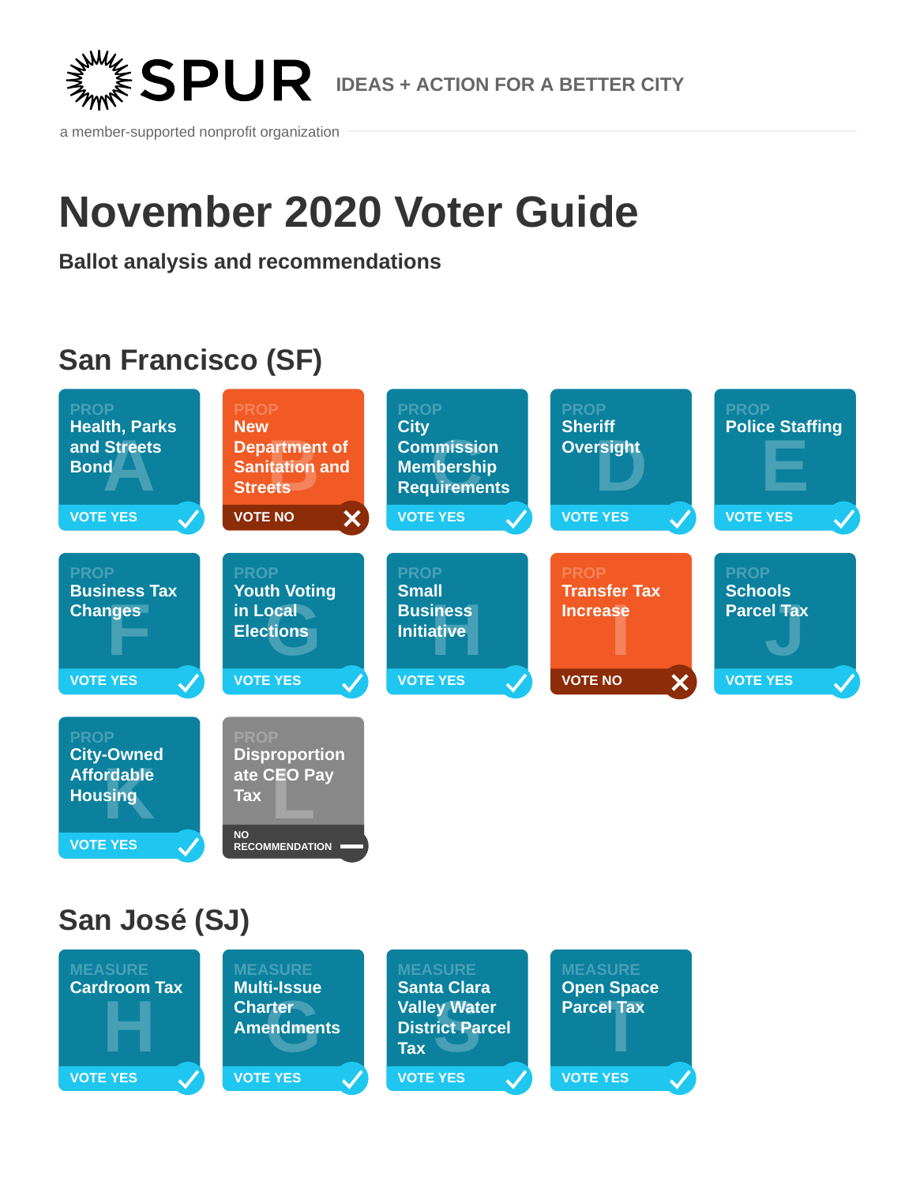SPUR IDEAS + ACTION FOR A BETTER CITY

a member-supported nonprofit organization

# November 2020 Voter Guide

**Ballot analysis and recommendations**

## San Francisco (SF)

| Prop | Title | Recommendation |
|---|---|---|
| A | Health, Parks and Streets Bond | VOTE YES |
| B | New Department of Sanitation and Streets | VOTE NO |
| C | City Commission Membership Requirements | VOTE YES |
| D | Sheriff Oversight | VOTE YES |
| E | Police Staffing | VOTE YES |
| F | Business Tax Changes | VOTE YES |
| G | Youth Voting in Local Elections | VOTE YES |
| H | Small Business Initiative | VOTE YES |
| I | Transfer Tax Increase | VOTE NO |
| J | Schools Parcel Tax | VOTE YES |
| K | City-Owned Affordable Housing | VOTE YES |
| L | Disproportionate CEO Pay Tax | NO RECOMMENDATION |

## San José (SJ)

| Measure | Title | Recommendation |
|---|---|---|
| H | Cardroom Tax | VOTE YES |
| G | Multi-Issue Charter Amendments | VOTE YES |
| S | Santa Clara Valley Water District Parcel Tax | VOTE YES |
| T | Open Space Parcel Tax | VOTE YES |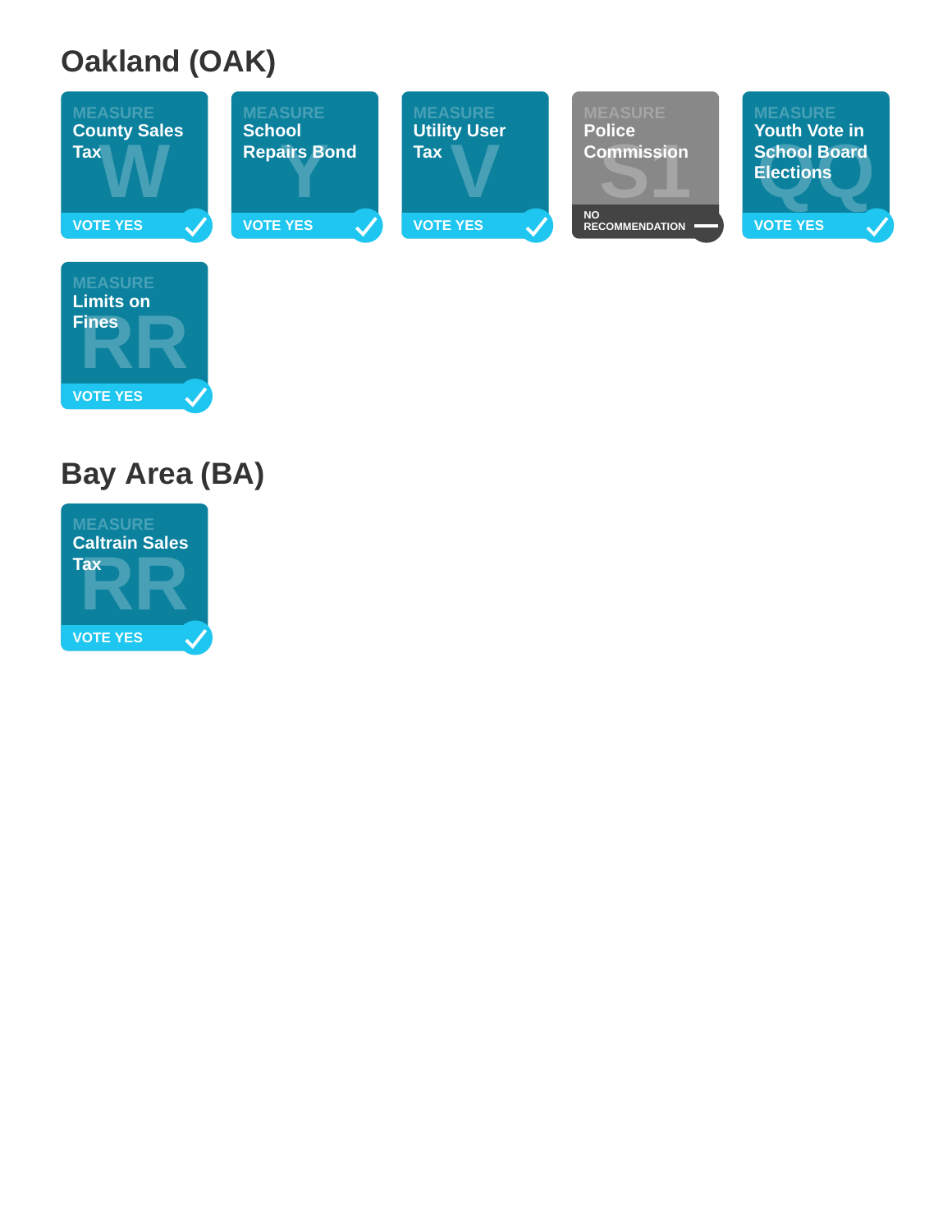## Oakland (OAK)

MEASURE W
County Sales Tax
VOTE YES

MEASURE Y
School Repairs Bond
VOTE YES

MEASURE V
Utility User Tax
VOTE YES

MEASURE S1
Police Commission
NO RECOMMENDATION

MEASURE QQ
Youth Vote in School Board Elections
VOTE YES

MEASURE RR
Limits on Fines
VOTE YES

## Bay Area (BA)

MEASURE RR
Caltrain Sales Tax
VOTE YES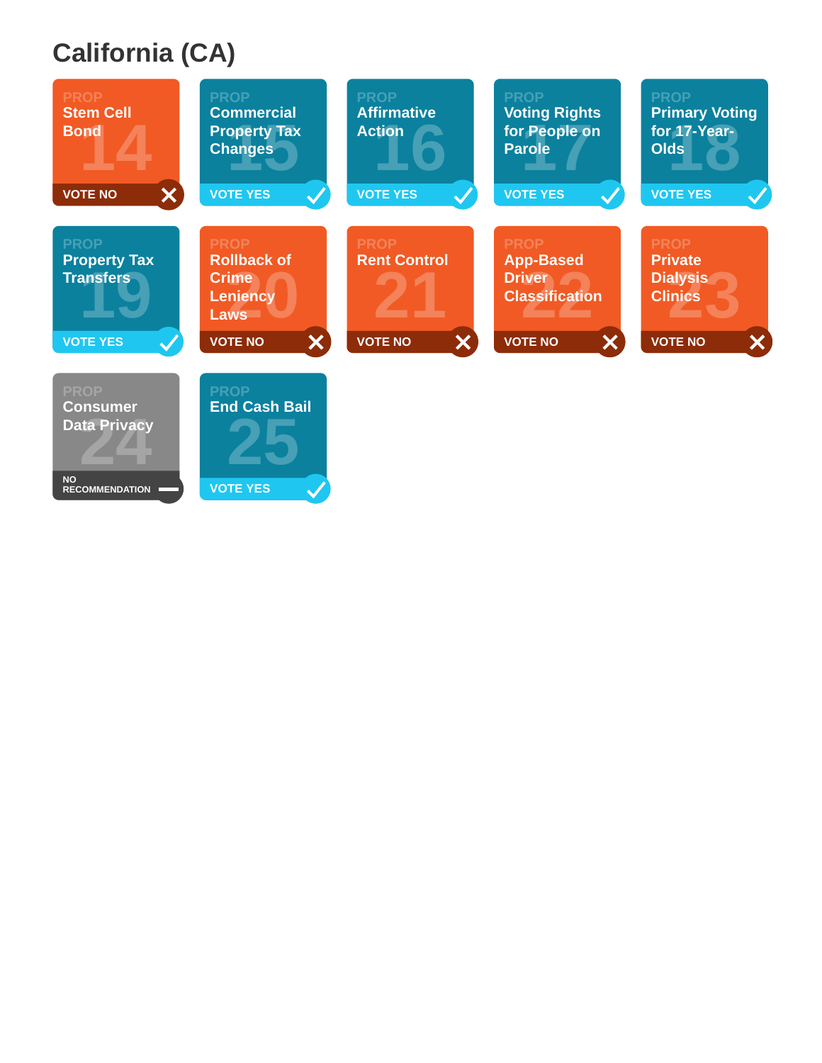# California (CA)

| Prop | Title | Recommendation |
|---|---|---|
| 14 | Stem Cell Bond | VOTE NO |
| 15 | Commercial Property Tax Changes | VOTE YES |
| 16 | Affirmative Action | VOTE YES |
| 17 | Voting Rights for People on Parole | VOTE YES |
| 18 | Primary Voting for 17-Year-Olds | VOTE YES |
| 19 | Property Tax Transfers | VOTE YES |
| 20 | Rollback of Crime Leniency Laws | VOTE NO |
| 21 | Rent Control | VOTE NO |
| 22 | App-Based Driver Classification | VOTE NO |
| 23 | Private Dialysis Clinics | VOTE NO |
| 24 | Consumer Data Privacy | NO RECOMMENDATION |
| 25 | End Cash Bail | VOTE YES |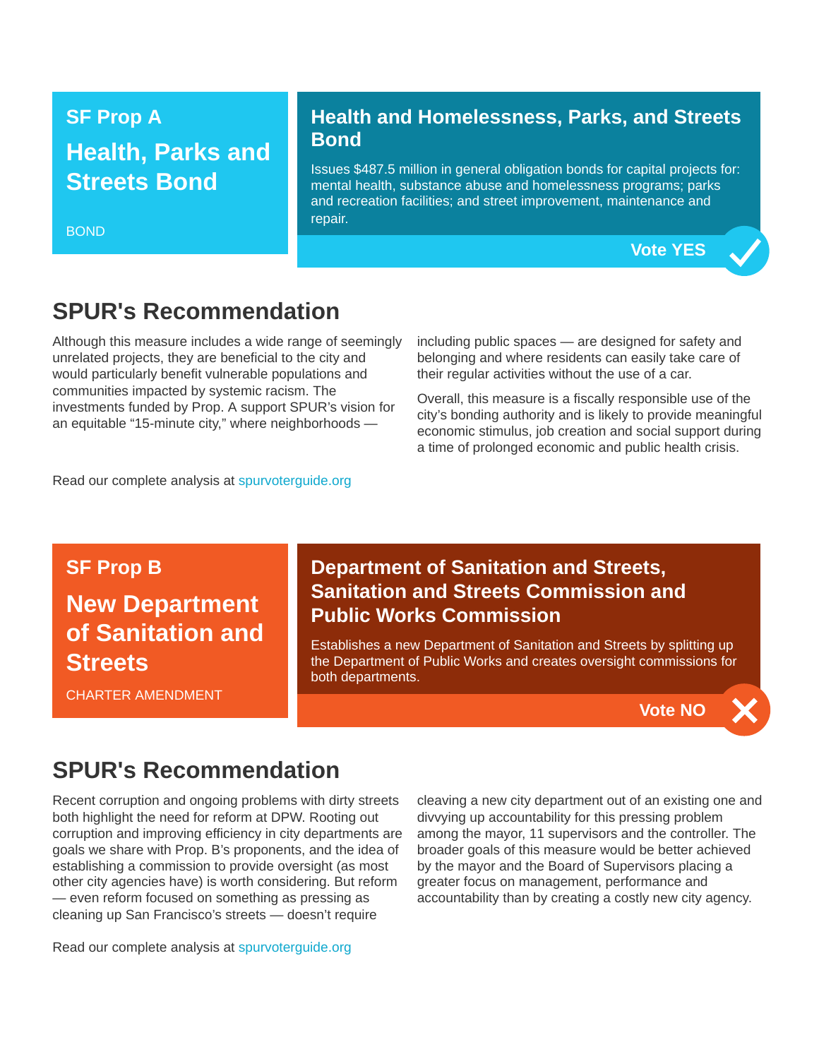## SF Prop A

# Health, Parks and Streets Bond

BOND

### Health and Homelessness, Parks, and Streets Bond

Issues $487.5 million in general obligation bonds for capital projects for: mental health, substance abuse and homelessness programs; parks and recreation facilities; and street improvement, maintenance and repair.

**Vote YES**

## SPUR's Recommendation

Although this measure includes a wide range of seemingly unrelated projects, they are beneficial to the city and would particularly benefit vulnerable populations and communities impacted by systemic racism. The investments funded by Prop. A support SPUR's vision for an equitable "15-minute city," where neighborhoods — including public spaces — are designed for safety and belonging and where residents can easily take care of their regular activities without the use of a car.

Overall, this measure is a fiscally responsible use of the city's bonding authority and is likely to provide meaningful economic stimulus, job creation and social support during a time of prolonged economic and public health crisis.

Read our complete analysis at spurvoterguide.org

## SF Prop B

# New Department of Sanitation and Streets

CHARTER AMENDMENT

### Department of Sanitation and Streets, Sanitation and Streets Commission and Public Works Commission

Establishes a new Department of Sanitation and Streets by splitting up the Department of Public Works and creates oversight commissions for both departments.

**Vote NO**

## SPUR's Recommendation

Recent corruption and ongoing problems with dirty streets both highlight the need for reform at DPW. Rooting out corruption and improving efficiency in city departments are goals we share with Prop. B's proponents, and the idea of establishing a commission to provide oversight (as most other city agencies have) is worth considering. But reform — even reform focused on something as pressing as cleaning up San Francisco's streets — doesn't require cleaving a new city department out of an existing one and divvying up accountability for this pressing problem among the mayor, 11 supervisors and the controller. The broader goals of this measure would be better achieved by the mayor and the Board of Supervisors placing a greater focus on management, performance and accountability than by creating a costly new city agency.

Read our complete analysis at spurvoterguide.org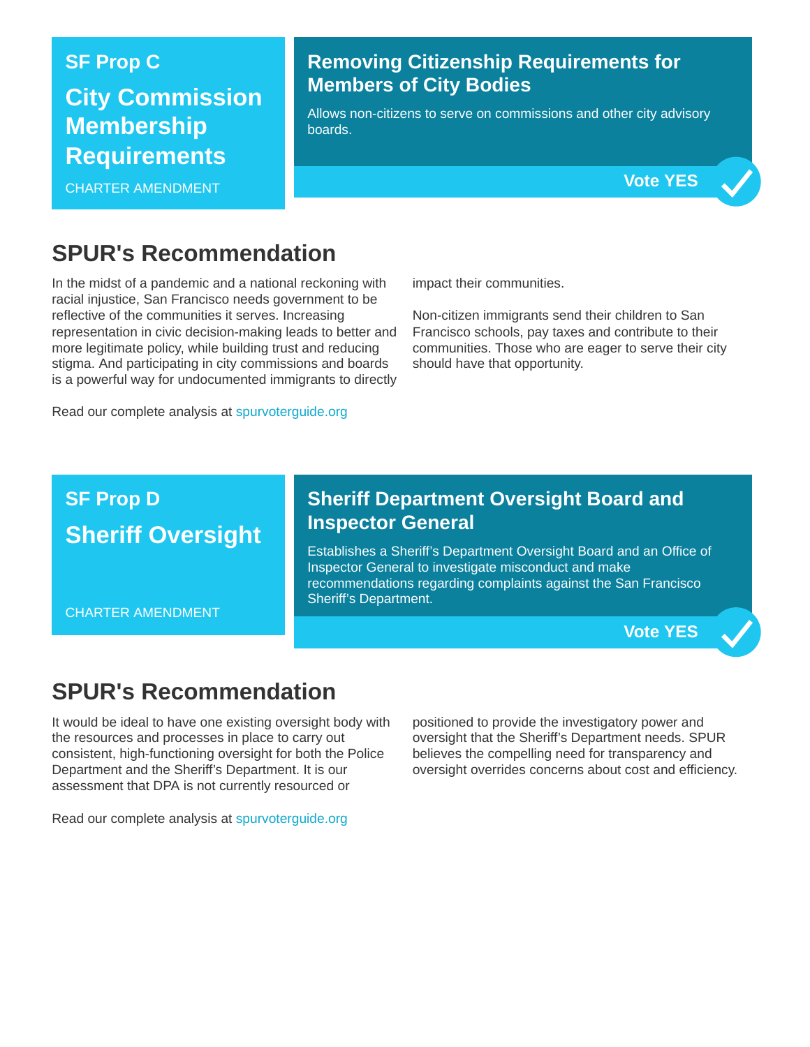## SF Prop C

# City Commission Membership Requirements

CHARTER AMENDMENT

### Removing Citizenship Requirements for Members of City Bodies

Allows non-citizens to serve on commissions and other city advisory boards.

**Vote YES**

## SPUR's Recommendation

In the midst of a pandemic and a national reckoning with racial injustice, San Francisco needs government to be reflective of the communities it serves. Increasing representation in civic decision-making leads to better and more legitimate policy, while building trust and reducing stigma. And participating in city commissions and boards is a powerful way for undocumented immigrants to directly impact their communities.

Non-citizen immigrants send their children to San Francisco schools, pay taxes and contribute to their communities. Those who are eager to serve their city should have that opportunity.

Read our complete analysis at spurvoterguide.org

## SF Prop D

# Sheriff Oversight

CHARTER AMENDMENT

### Sheriff Department Oversight Board and Inspector General

Establishes a Sheriff's Department Oversight Board and an Office of Inspector General to investigate misconduct and make recommendations regarding complaints against the San Francisco Sheriff's Department.

**Vote YES**

## SPUR's Recommendation

It would be ideal to have one existing oversight body with the resources and processes in place to carry out consistent, high-functioning oversight for both the Police Department and the Sheriff's Department. It is our assessment that DPA is not currently resourced or positioned to provide the investigatory power and oversight that the Sheriff's Department needs. SPUR believes the compelling need for transparency and oversight overrides concerns about cost and efficiency.

Read our complete analysis at spurvoterguide.org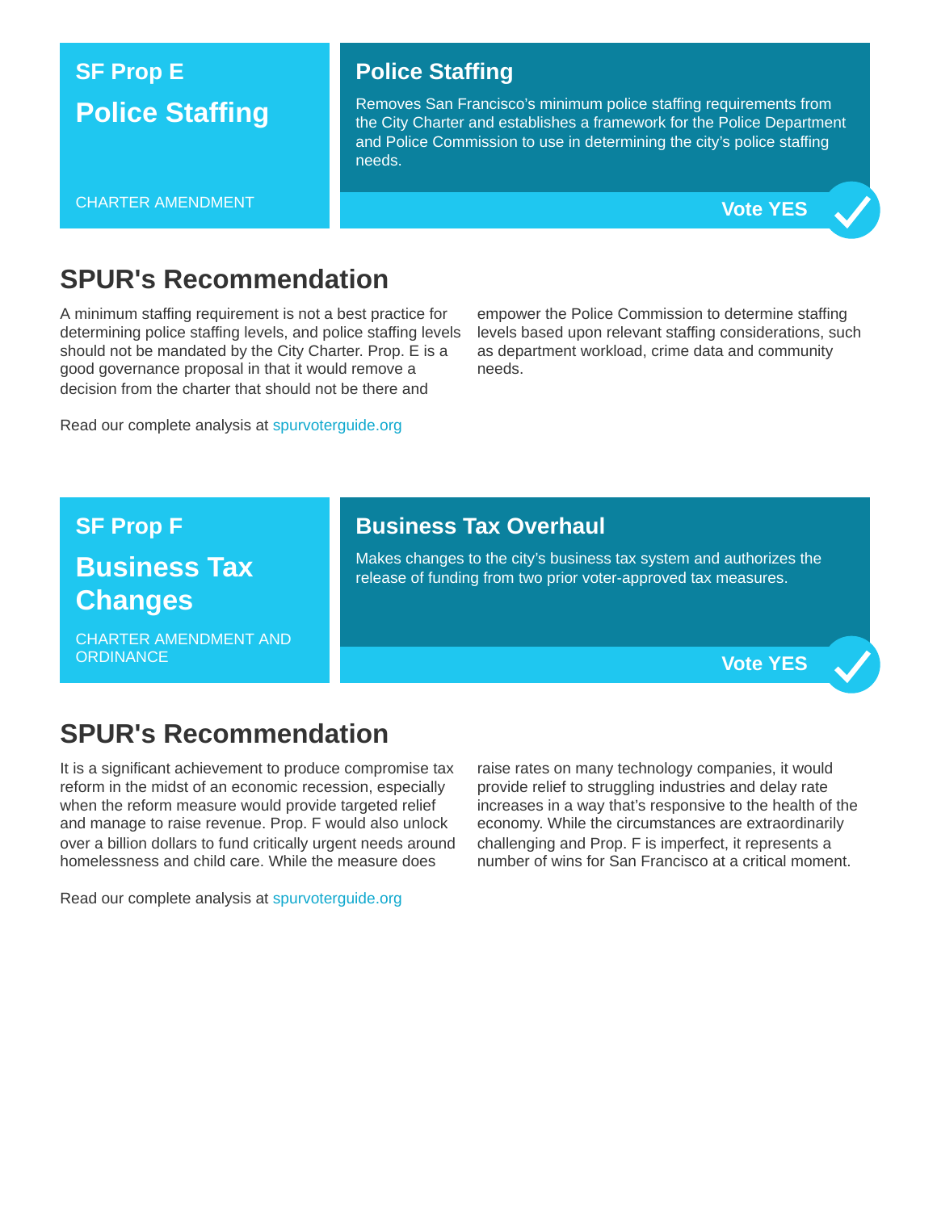## SF Prop E

# Police Staffing

CHARTER AMENDMENT

### Police Staffing

Removes San Francisco's minimum police staffing requirements from the City Charter and establishes a framework for the Police Department and Police Commission to use in determining the city's police staffing needs.

**Vote YES** ✓

## SPUR's Recommendation

A minimum staffing requirement is not a best practice for determining police staffing levels, and police staffing levels should not be mandated by the City Charter. Prop. E is a good governance proposal in that it would remove a decision from the charter that should not be there and empower the Police Commission to determine staffing levels based upon relevant staffing considerations, such as department workload, crime data and community needs.

Read our complete analysis at spurvoterguide.org

## SF Prop F

# Business Tax Changes

CHARTER AMENDMENT AND ORDINANCE

### Business Tax Overhaul

Makes changes to the city's business tax system and authorizes the release of funding from two prior voter-approved tax measures.

**Vote YES** ✓

## SPUR's Recommendation

It is a significant achievement to produce compromise tax reform in the midst of an economic recession, especially when the reform measure would provide targeted relief and manage to raise revenue. Prop. F would also unlock over a billion dollars to fund critically urgent needs around homelessness and child care. While the measure does raise rates on many technology companies, it would provide relief to struggling industries and delay rate increases in a way that's responsive to the health of the economy. While the circumstances are extraordinarily challenging and Prop. F is imperfect, it represents a number of wins for San Francisco at a critical moment.

Read our complete analysis at spurvoterguide.org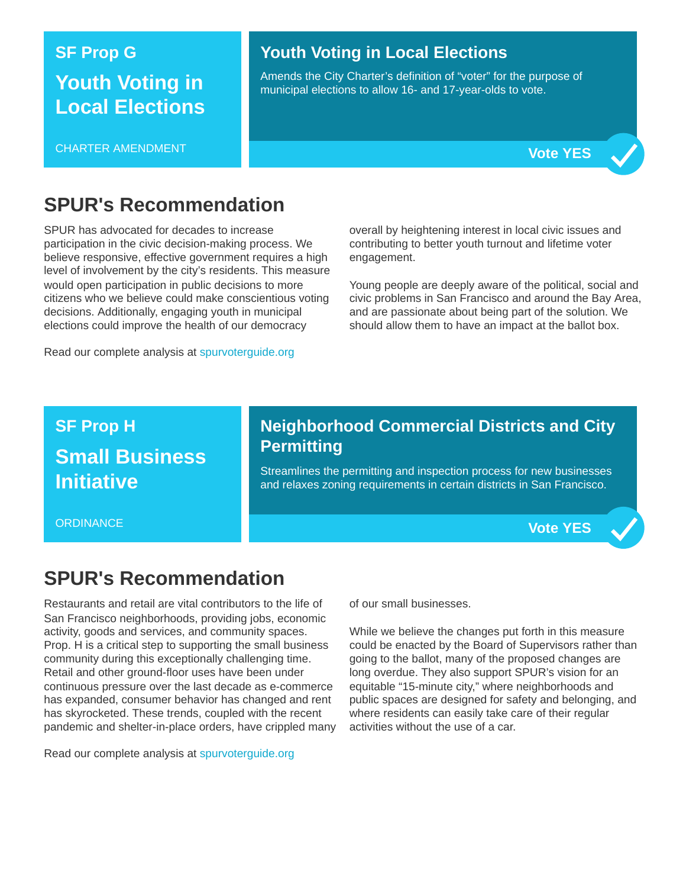## SF Prop G

# Youth Voting in Local Elections

CHARTER AMENDMENT

### Youth Voting in Local Elections

Amends the City Charter's definition of "voter" for the purpose of municipal elections to allow 16- and 17-year-olds to vote.

**Vote YES**

## SPUR's Recommendation

SPUR has advocated for decades to increase participation in the civic decision-making process. We believe responsive, effective government requires a high level of involvement by the city's residents. This measure would open participation in public decisions to more citizens who we believe could make conscientious voting decisions. Additionally, engaging youth in municipal elections could improve the health of our democracy overall by heightening interest in local civic issues and contributing to better youth turnout and lifetime voter engagement.

Young people are deeply aware of the political, social and civic problems in San Francisco and around the Bay Area, and are passionate about being part of the solution. We should allow them to have an impact at the ballot box.

Read our complete analysis at spurvoterguide.org

## SF Prop H

# Small Business Initiative

ORDINANCE

### Neighborhood Commercial Districts and City Permitting

Streamlines the permitting and inspection process for new businesses and relaxes zoning requirements in certain districts in San Francisco.

**Vote YES**

## SPUR's Recommendation

Restaurants and retail are vital contributors to the life of San Francisco neighborhoods, providing jobs, economic activity, goods and services, and community spaces. Prop. H is a critical step to supporting the small business community during this exceptionally challenging time. Retail and other ground-floor uses have been under continuous pressure over the last decade as e-commerce has expanded, consumer behavior has changed and rent has skyrocketed. These trends, coupled with the recent pandemic and shelter-in-place orders, have crippled many of our small businesses.

While we believe the changes put forth in this measure could be enacted by the Board of Supervisors rather than going to the ballot, many of the proposed changes are long overdue. They also support SPUR's vision for an equitable "15-minute city," where neighborhoods and public spaces are designed for safety and belonging, and where residents can easily take care of their regular activities without the use of a car.

Read our complete analysis at spurvoterguide.org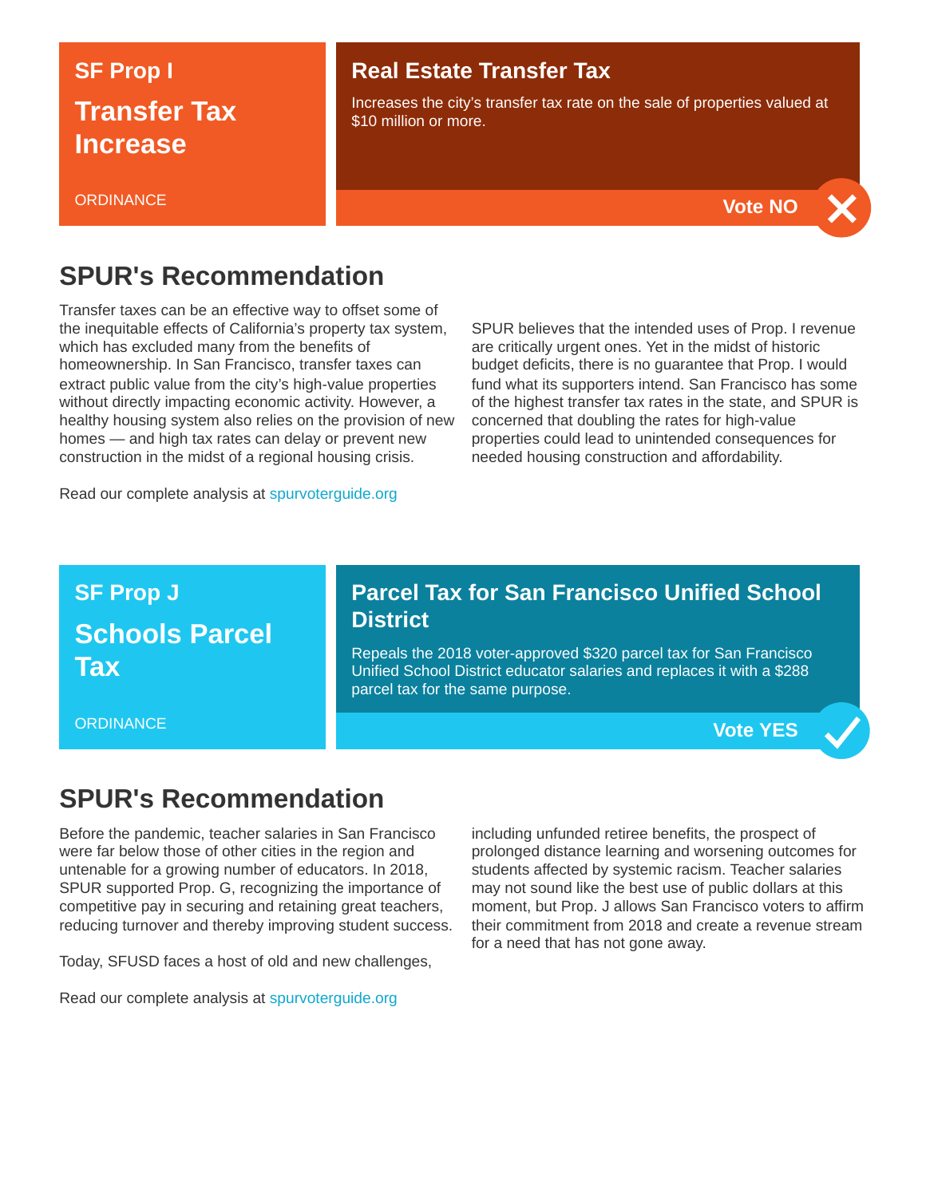## SF Prop I

# Transfer Tax Increase

ORDINANCE

### Real Estate Transfer Tax

Increases the city's transfer tax rate on the sale of properties valued at $10 million or more.

**Vote NO**

## SPUR's Recommendation

Transfer taxes can be an effective way to offset some of the inequitable effects of California's property tax system, which has excluded many from the benefits of homeownership. In San Francisco, transfer taxes can extract public value from the city's high-value properties without directly impacting economic activity. However, a healthy housing system also relies on the provision of new homes — and high tax rates can delay or prevent new construction in the midst of a regional housing crisis.

SPUR believes that the intended uses of Prop. I revenue are critically urgent ones. Yet in the midst of historic budget deficits, there is no guarantee that Prop. I would fund what its supporters intend. San Francisco has some of the highest transfer tax rates in the state, and SPUR is concerned that doubling the rates for high-value properties could lead to unintended consequences for needed housing construction and affordability.

Read our complete analysis at spurvoterguide.org

## SF Prop J

# Schools Parcel Tax

ORDINANCE

### Parcel Tax for San Francisco Unified School District

Repeals the 2018 voter-approved $320 parcel tax for San Francisco Unified School District educator salaries and replaces it with a $288 parcel tax for the same purpose.

**Vote YES**

## SPUR's Recommendation

Before the pandemic, teacher salaries in San Francisco were far below those of other cities in the region and untenable for a growing number of educators. In 2018, SPUR supported Prop. G, recognizing the importance of competitive pay in securing and retaining great teachers, reducing turnover and thereby improving student success.

Today, SFUSD faces a host of old and new challenges, including unfunded retiree benefits, the prospect of prolonged distance learning and worsening outcomes for students affected by systemic racism. Teacher salaries may not sound like the best use of public dollars at this moment, but Prop. J allows San Francisco voters to affirm their commitment from 2018 and create a revenue stream for a need that has not gone away.

Read our complete analysis at spurvoterguide.org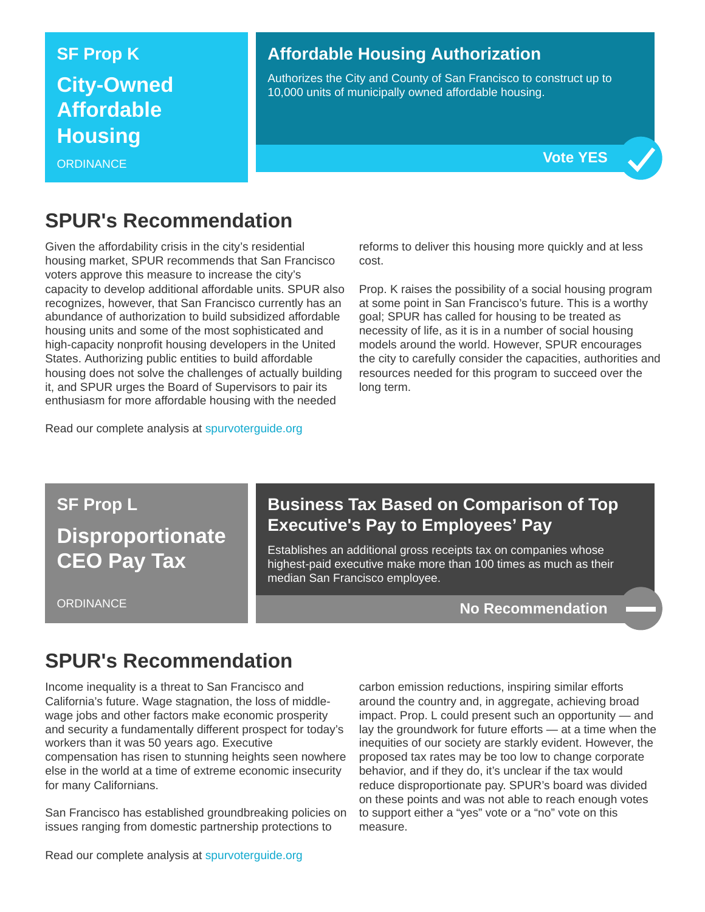## SF Prop K

# City-Owned Affordable Housing

ORDINANCE

### Affordable Housing Authorization

Authorizes the City and County of San Francisco to construct up to 10,000 units of municipally owned affordable housing.

**Vote YES**

## SPUR's Recommendation

Given the affordability crisis in the city's residential housing market, SPUR recommends that San Francisco voters approve this measure to increase the city's capacity to develop additional affordable units. SPUR also recognizes, however, that San Francisco currently has an abundance of authorization to build subsidized affordable housing units and some of the most sophisticated and high-capacity nonprofit housing developers in the United States. Authorizing public entities to build affordable housing does not solve the challenges of actually building it, and SPUR urges the Board of Supervisors to pair its enthusiasm for more affordable housing with the needed reforms to deliver this housing more quickly and at less cost.

Prop. K raises the possibility of a social housing program at some point in San Francisco's future. This is a worthy goal; SPUR has called for housing to be treated as necessity of life, as it is in a number of social housing models around the world. However, SPUR encourages the city to carefully consider the capacities, authorities and resources needed for this program to succeed over the long term.

Read our complete analysis at spurvoterguide.org

## SF Prop L

# Disproportionate CEO Pay Tax

ORDINANCE

### Business Tax Based on Comparison of Top Executive's Pay to Employees' Pay

Establishes an additional gross receipts tax on companies whose highest-paid executive make more than 100 times as much as their median San Francisco employee.

**No Recommendation**

## SPUR's Recommendation

Income inequality is a threat to San Francisco and California's future. Wage stagnation, the loss of middle-wage jobs and other factors make economic prosperity and security a fundamentally different prospect for today's workers than it was 50 years ago. Executive compensation has risen to stunning heights seen nowhere else in the world at a time of extreme economic insecurity for many Californians.

San Francisco has established groundbreaking policies on issues ranging from domestic partnership protections to carbon emission reductions, inspiring similar efforts around the country and, in aggregate, achieving broad impact. Prop. L could present such an opportunity — and lay the groundwork for future efforts — at a time when the inequities of our society are starkly evident. However, the proposed tax rates may be too low to change corporate behavior, and if they do, it's unclear if the tax would reduce disproportionate pay. SPUR's board was divided on these points and was not able to reach enough votes to support either a "yes" vote or a "no" vote on this measure.

Read our complete analysis at spurvoterguide.org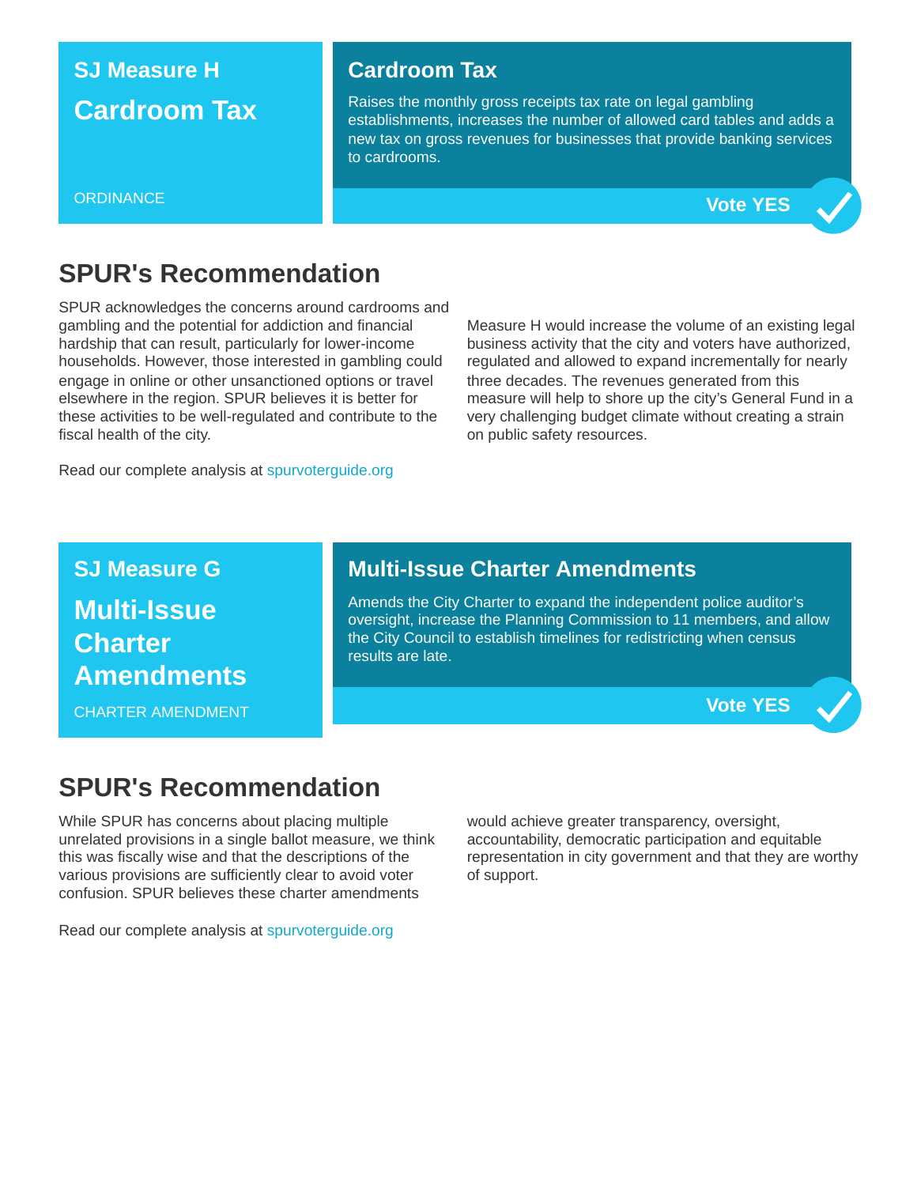## SJ Measure H

# Cardroom Tax

ORDINANCE

### Cardroom Tax

Raises the monthly gross receipts tax rate on legal gambling establishments, increases the number of allowed card tables and adds a new tax on gross revenues for businesses that provide banking services to cardrooms.

**Vote YES**

## SPUR's Recommendation

SPUR acknowledges the concerns around cardrooms and gambling and the potential for addiction and financial hardship that can result, particularly for lower-income households. However, those interested in gambling could engage in online or other unsanctioned options or travel elsewhere in the region. SPUR believes it is better for these activities to be well-regulated and contribute to the fiscal health of the city.

Measure H would increase the volume of an existing legal business activity that the city and voters have authorized, regulated and allowed to expand incrementally for nearly three decades. The revenues generated from this measure will help to shore up the city's General Fund in a very challenging budget climate without creating a strain on public safety resources.

Read our complete analysis at spurvoterguide.org

## SJ Measure G

# Multi-Issue Charter Amendments

CHARTER AMENDMENT

### Multi-Issue Charter Amendments

Amends the City Charter to expand the independent police auditor's oversight, increase the Planning Commission to 11 members, and allow the City Council to establish timelines for redistricting when census results are late.

**Vote YES**

## SPUR's Recommendation

While SPUR has concerns about placing multiple unrelated provisions in a single ballot measure, we think this was fiscally wise and that the descriptions of the various provisions are sufficiently clear to avoid voter confusion. SPUR believes these charter amendments would achieve greater transparency, oversight, accountability, democratic participation and equitable representation in city government and that they are worthy of support.

Read our complete analysis at spurvoterguide.org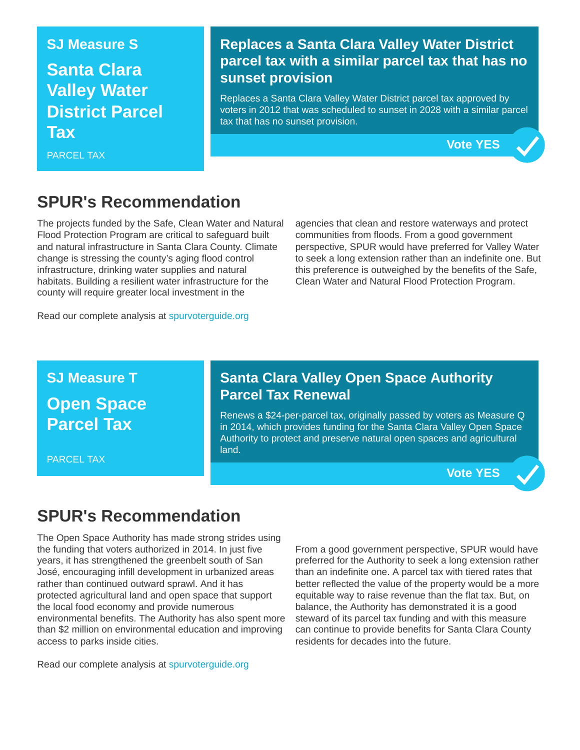## SJ Measure S

## Santa Clara Valley Water District Parcel Tax

PARCEL TAX

### Replaces a Santa Clara Valley Water District parcel tax with a similar parcel tax that has no sunset provision

Replaces a Santa Clara Valley Water District parcel tax approved by voters in 2012 that was scheduled to sunset in 2028 with a similar parcel tax that has no sunset provision.

**Vote YES**

## SPUR's Recommendation

The projects funded by the Safe, Clean Water and Natural Flood Protection Program are critical to safeguard built and natural infrastructure in Santa Clara County. Climate change is stressing the county's aging flood control infrastructure, drinking water supplies and natural habitats. Building a resilient water infrastructure for the county will require greater local investment in the agencies that clean and restore waterways and protect communities from floods. From a good government perspective, SPUR would have preferred for Valley Water to seek a long extension rather than an indefinite one. But this preference is outweighed by the benefits of the Safe, Clean Water and Natural Flood Protection Program.

Read our complete analysis at spurvoterguide.org

## SJ Measure T

## Open Space Parcel Tax

PARCEL TAX

### Santa Clara Valley Open Space Authority Parcel Tax Renewal

Renews a $24-per-parcel tax, originally passed by voters as Measure Q in 2014, which provides funding for the Santa Clara Valley Open Space Authority to protect and preserve natural open spaces and agricultural land.

**Vote YES**

## SPUR's Recommendation

The Open Space Authority has made strong strides using the funding that voters authorized in 2014. In just five years, it has strengthened the greenbelt south of San José, encouraging infill development in urbanized areas rather than continued outward sprawl. And it has protected agricultural land and open space that support the local food economy and provide numerous environmental benefits. The Authority has also spent more than $2 million on environmental education and improving access to parks inside cities.

From a good government perspective, SPUR would have preferred for the Authority to seek a long extension rather than an indefinite one. A parcel tax with tiered rates that better reflected the value of the property would be a more equitable way to raise revenue than the flat tax. But, on balance, the Authority has demonstrated it is a good steward of its parcel tax funding and with this measure can continue to provide benefits for Santa Clara County residents for decades into the future.

Read our complete analysis at spurvoterguide.org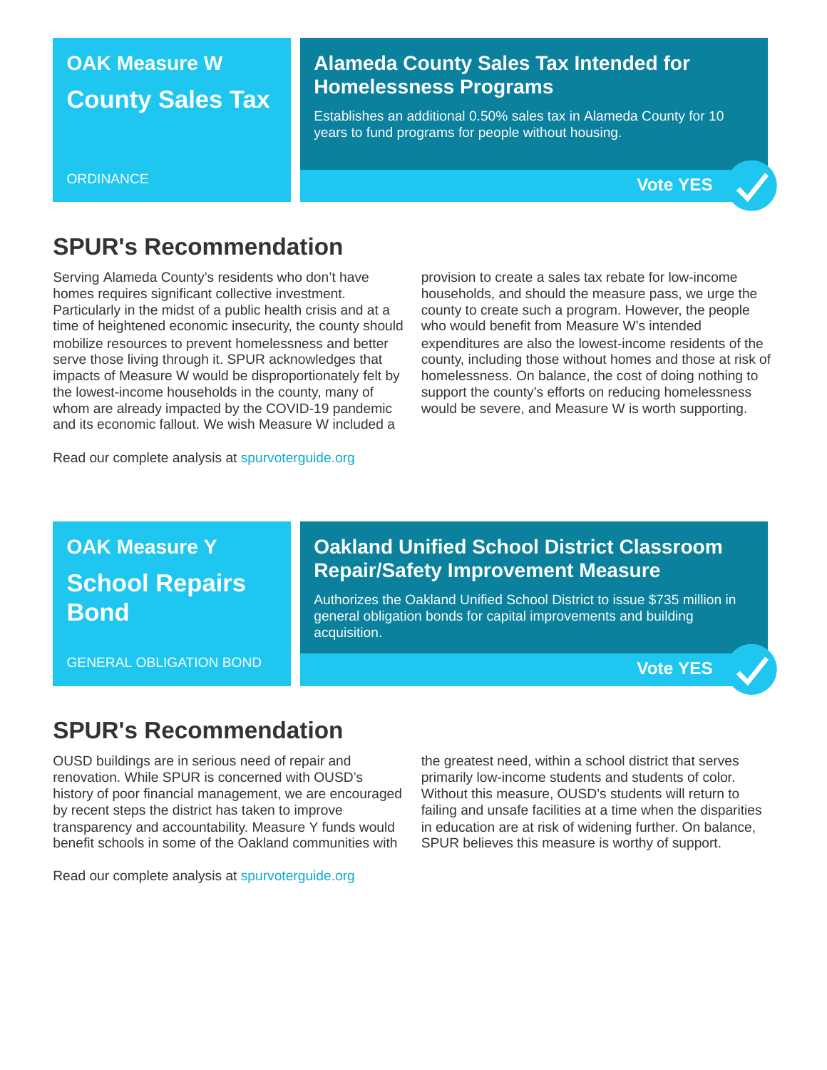## OAK Measure W

### County Sales Tax

ORDINANCE

### Alameda County Sales Tax Intended for Homelessness Programs

Establishes an additional 0.50% sales tax in Alameda County for 10 years to fund programs for people without housing.

**Vote YES** ✓

## SPUR's Recommendation

Serving Alameda County's residents who don't have homes requires significant collective investment. Particularly in the midst of a public health crisis and at a time of heightened economic insecurity, the county should mobilize resources to prevent homelessness and better serve those living through it. SPUR acknowledges that impacts of Measure W would be disproportionately felt by the lowest-income households in the county, many of whom are already impacted by the COVID-19 pandemic and its economic fallout. We wish Measure W included a provision to create a sales tax rebate for low-income households, and should the measure pass, we urge the county to create such a program. However, the people who would benefit from Measure W's intended expenditures are also the lowest-income residents of the county, including those without homes and those at risk of homelessness. On balance, the cost of doing nothing to support the county's efforts on reducing homelessness would be severe, and Measure W is worth supporting.

Read our complete analysis at spurvoterguide.org

## OAK Measure Y

### School Repairs Bond

GENERAL OBLIGATION BOND

### Oakland Unified School District Classroom Repair/Safety Improvement Measure

Authorizes the Oakland Unified School District to issue $735 million in general obligation bonds for capital improvements and building acquisition.

**Vote YES** ✓

## SPUR's Recommendation

OUSD buildings are in serious need of repair and renovation. While SPUR is concerned with OUSD's history of poor financial management, we are encouraged by recent steps the district has taken to improve transparency and accountability. Measure Y funds would benefit schools in some of the Oakland communities with the greatest need, within a school district that serves primarily low-income students and students of color. Without this measure, OUSD's students will return to failing and unsafe facilities at a time when the disparities in education are at risk of widening further. On balance, SPUR believes this measure is worthy of support.

Read our complete analysis at spurvoterguide.org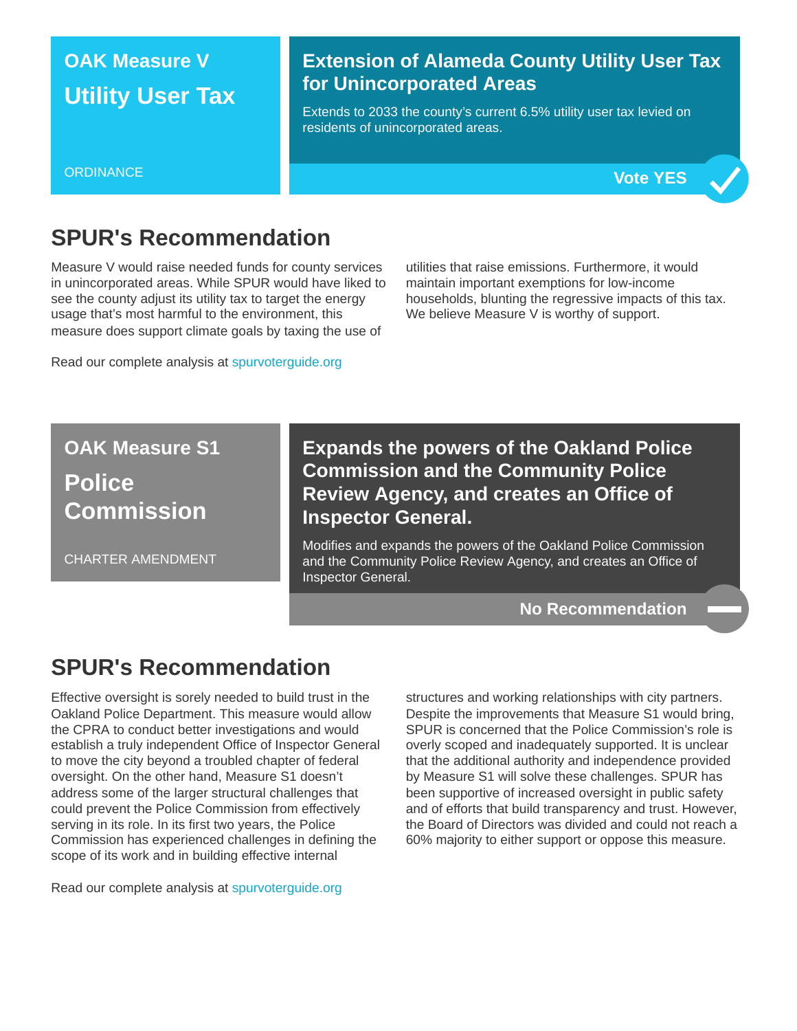## OAK Measure V

# Utility User Tax

ORDINANCE

### Extension of Alameda County Utility User Tax for Unincorporated Areas

Extends to 2033 the county's current 6.5% utility user tax levied on residents of unincorporated areas.

**Vote YES**

## SPUR's Recommendation

Measure V would raise needed funds for county services in unincorporated areas. While SPUR would have liked to see the county adjust its utility tax to target the energy usage that's most harmful to the environment, this measure does support climate goals by taxing the use of utilities that raise emissions. Furthermore, it would maintain important exemptions for low-income households, blunting the regressive impacts of this tax. We believe Measure V is worthy of support.

Read our complete analysis at spurvoterguide.org

## OAK Measure S1

# Police Commission

CHARTER AMENDMENT

### Expands the powers of the Oakland Police Commission and the Community Police Review Agency, and creates an Office of Inspector General.

Modifies and expands the powers of the Oakland Police Commission and the Community Police Review Agency, and creates an Office of Inspector General.

**No Recommendation**

## SPUR's Recommendation

Effective oversight is sorely needed to build trust in the Oakland Police Department. This measure would allow the CPRA to conduct better investigations and would establish a truly independent Office of Inspector General to move the city beyond a troubled chapter of federal oversight. On the other hand, Measure S1 doesn't address some of the larger structural challenges that could prevent the Police Commission from effectively serving in its role. In its first two years, the Police Commission has experienced challenges in defining the scope of its work and in building effective internal structures and working relationships with city partners. Despite the improvements that Measure S1 would bring, SPUR is concerned that the Police Commission's role is overly scoped and inadequately supported. It is unclear that the additional authority and independence provided by Measure S1 will solve these challenges. SPUR has been supportive of increased oversight in public safety and of efforts that build transparency and trust. However, the Board of Directors was divided and could not reach a 60% majority to either support or oppose this measure.

Read our complete analysis at spurvoterguide.org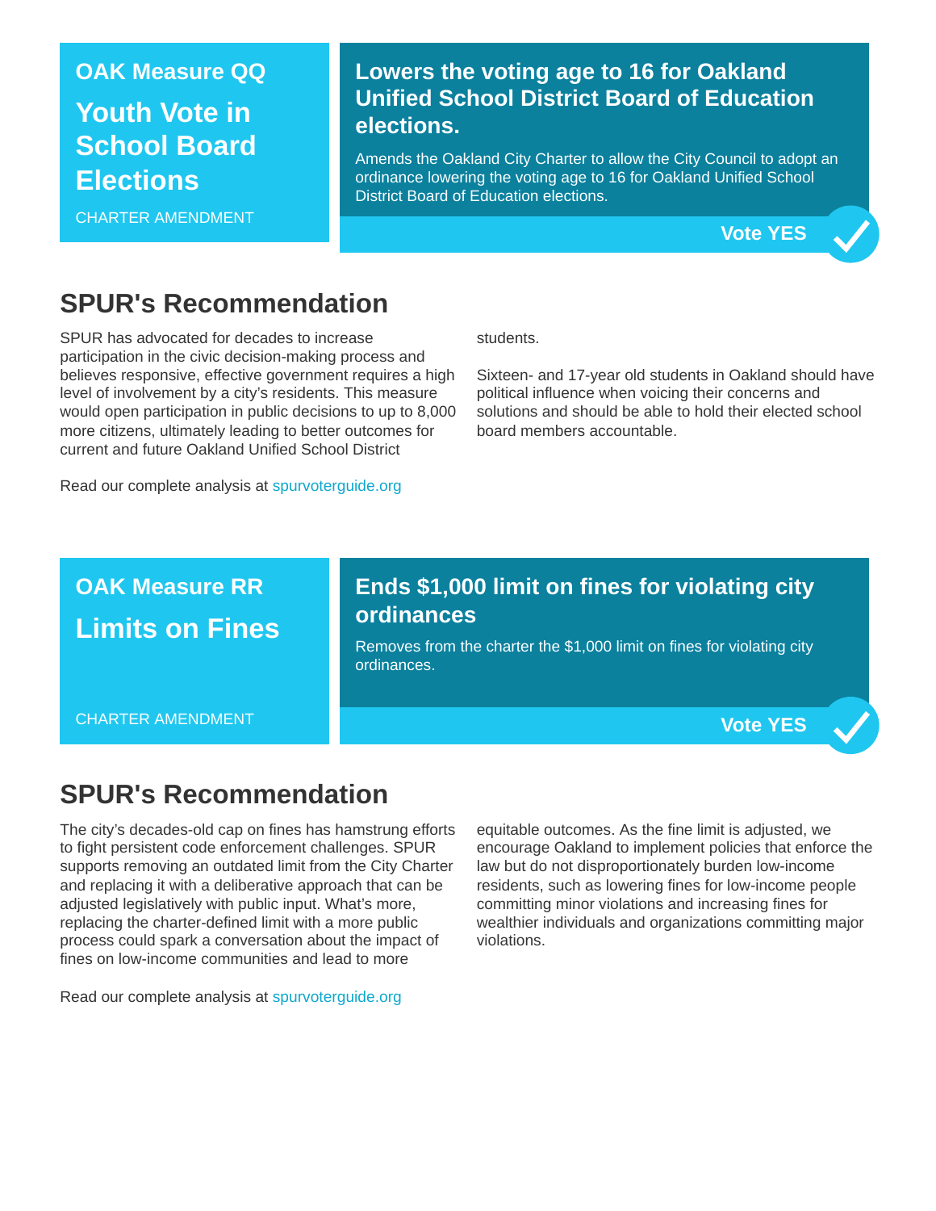## OAK Measure QQ

### Youth Vote in School Board Elections

CHARTER AMENDMENT

**Lowers the voting age to 16 for Oakland Unified School District Board of Education elections.**

Amends the Oakland City Charter to allow the City Council to adopt an ordinance lowering the voting age to 16 for Oakland Unified School District Board of Education elections.

**Vote YES**

## SPUR's Recommendation

SPUR has advocated for decades to increase participation in the civic decision-making process and believes responsive, effective government requires a high level of involvement by a city's residents. This measure would open participation in public decisions to up to 8,000 more citizens, ultimately leading to better outcomes for current and future Oakland Unified School District students.

Sixteen- and 17-year old students in Oakland should have political influence when voicing their concerns and solutions and should be able to hold their elected school board members accountable.

Read our complete analysis at spurvoterguide.org

## OAK Measure RR

### Limits on Fines

CHARTER AMENDMENT

**Ends $1,000 limit on fines for violating city ordinances**

Removes from the charter the $1,000 limit on fines for violating city ordinances.

**Vote YES**

## SPUR's Recommendation

The city's decades-old cap on fines has hamstrung efforts to fight persistent code enforcement challenges. SPUR supports removing an outdated limit from the City Charter and replacing it with a deliberative approach that can be adjusted legislatively with public input. What's more, replacing the charter-defined limit with a more public process could spark a conversation about the impact of fines on low-income communities and lead to more equitable outcomes. As the fine limit is adjusted, we encourage Oakland to implement policies that enforce the law but do not disproportionately burden low-income residents, such as lowering fines for low-income people committing minor violations and increasing fines for wealthier individuals and organizations committing major violations.

Read our complete analysis at spurvoterguide.org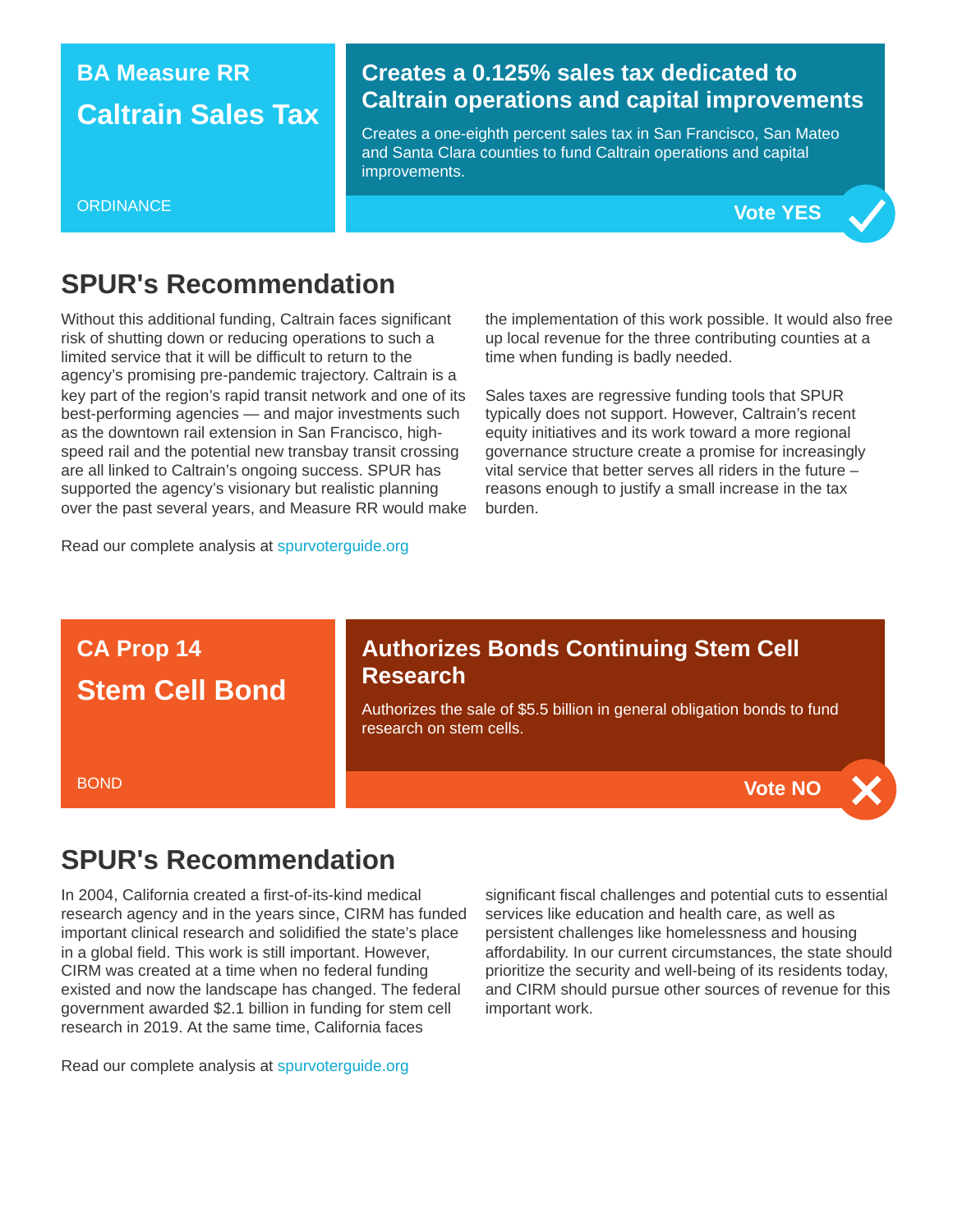## BA Measure RR

# Caltrain Sales Tax

ORDINANCE

### Creates a 0.125% sales tax dedicated to Caltrain operations and capital improvements

Creates a one-eighth percent sales tax in San Francisco, San Mateo and Santa Clara counties to fund Caltrain operations and capital improvements.

**Vote YES**

## SPUR's Recommendation

Without this additional funding, Caltrain faces significant risk of shutting down or reducing operations to such a limited service that it will be difficult to return to the agency's promising pre-pandemic trajectory. Caltrain is a key part of the region's rapid transit network and one of its best-performing agencies — and major investments such as the downtown rail extension in San Francisco, high-speed rail and the potential new transbay transit crossing are all linked to Caltrain's ongoing success. SPUR has supported the agency's visionary but realistic planning over the past several years, and Measure RR would make the implementation of this work possible. It would also free up local revenue for the three contributing counties at a time when funding is badly needed.

Sales taxes are regressive funding tools that SPUR typically does not support. However, Caltrain's recent equity initiatives and its work toward a more regional governance structure create a promise for increasingly vital service that better serves all riders in the future – reasons enough to justify a small increase in the tax burden.

Read our complete analysis at spurvoterguide.org

## CA Prop 14

# Stem Cell Bond

BOND

### Authorizes Bonds Continuing Stem Cell Research

Authorizes the sale of $5.5 billion in general obligation bonds to fund research on stem cells.

**Vote NO**

## SPUR's Recommendation

In 2004, California created a first-of-its-kind medical research agency and in the years since, CIRM has funded important clinical research and solidified the state's place in a global field. This work is still important. However, CIRM was created at a time when no federal funding existed and now the landscape has changed. The federal government awarded $2.1 billion in funding for stem cell research in 2019. At the same time, California faces significant fiscal challenges and potential cuts to essential services like education and health care, as well as persistent challenges like homelessness and housing affordability. In our current circumstances, the state should prioritize the security and well-being of its residents today, and CIRM should pursue other sources of revenue for this important work.

Read our complete analysis at spurvoterguide.org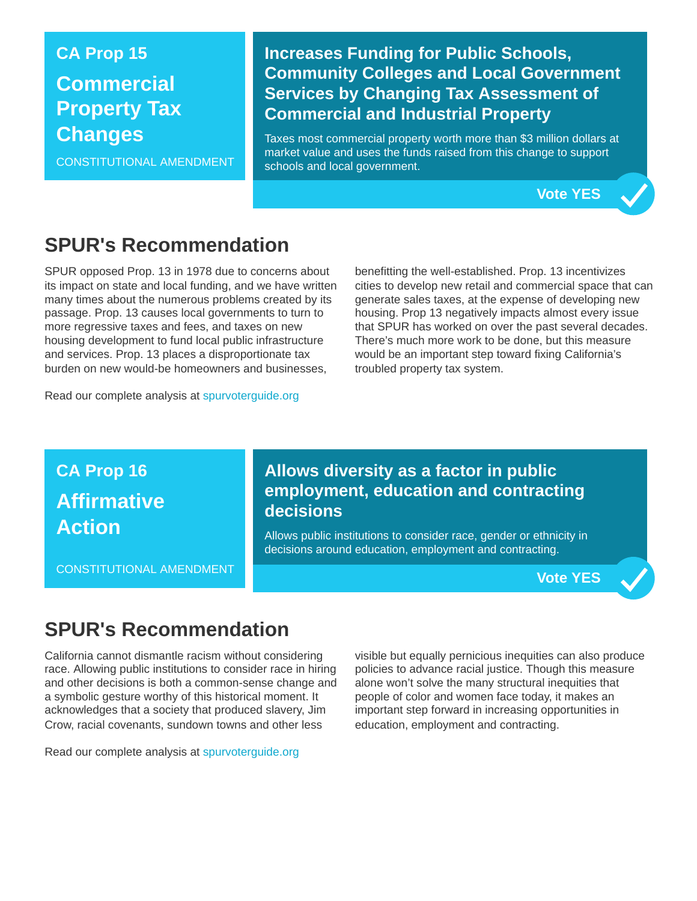## CA Prop 15

# Commercial Property Tax Changes

CONSTITUTIONAL AMENDMENT

### Increases Funding for Public Schools, Community Colleges and Local Government Services by Changing Tax Assessment of Commercial and Industrial Property

Taxes most commercial property worth more than $3 million dollars at market value and uses the funds raised from this change to support schools and local government.

**Vote YES** ✓

## SPUR's Recommendation

SPUR opposed Prop. 13 in 1978 due to concerns about its impact on state and local funding, and we have written many times about the numerous problems created by its passage. Prop. 13 causes local governments to turn to more regressive taxes and fees, and taxes on new housing development to fund local public infrastructure and services. Prop. 13 places a disproportionate tax burden on new would-be homeowners and businesses, benefitting the well-established. Prop. 13 incentivizes cities to develop new retail and commercial space that can generate sales taxes, at the expense of developing new housing. Prop 13 negatively impacts almost every issue that SPUR has worked on over the past several decades. There's much more work to be done, but this measure would be an important step toward fixing California's troubled property tax system.

Read our complete analysis at spurvoterguide.org

## CA Prop 16

# Affirmative Action

CONSTITUTIONAL AMENDMENT

### Allows diversity as a factor in public employment, education and contracting decisions

Allows public institutions to consider race, gender or ethnicity in decisions around education, employment and contracting.

**Vote YES** ✓

## SPUR's Recommendation

California cannot dismantle racism without considering race. Allowing public institutions to consider race in hiring and other decisions is both a common-sense change and a symbolic gesture worthy of this historical moment. It acknowledges that a society that produced slavery, Jim Crow, racial covenants, sundown towns and other less visible but equally pernicious inequities can also produce policies to advance racial justice. Though this measure alone won't solve the many structural inequities that people of color and women face today, it makes an important step forward in increasing opportunities in education, employment and contracting.

Read our complete analysis at spurvoterguide.org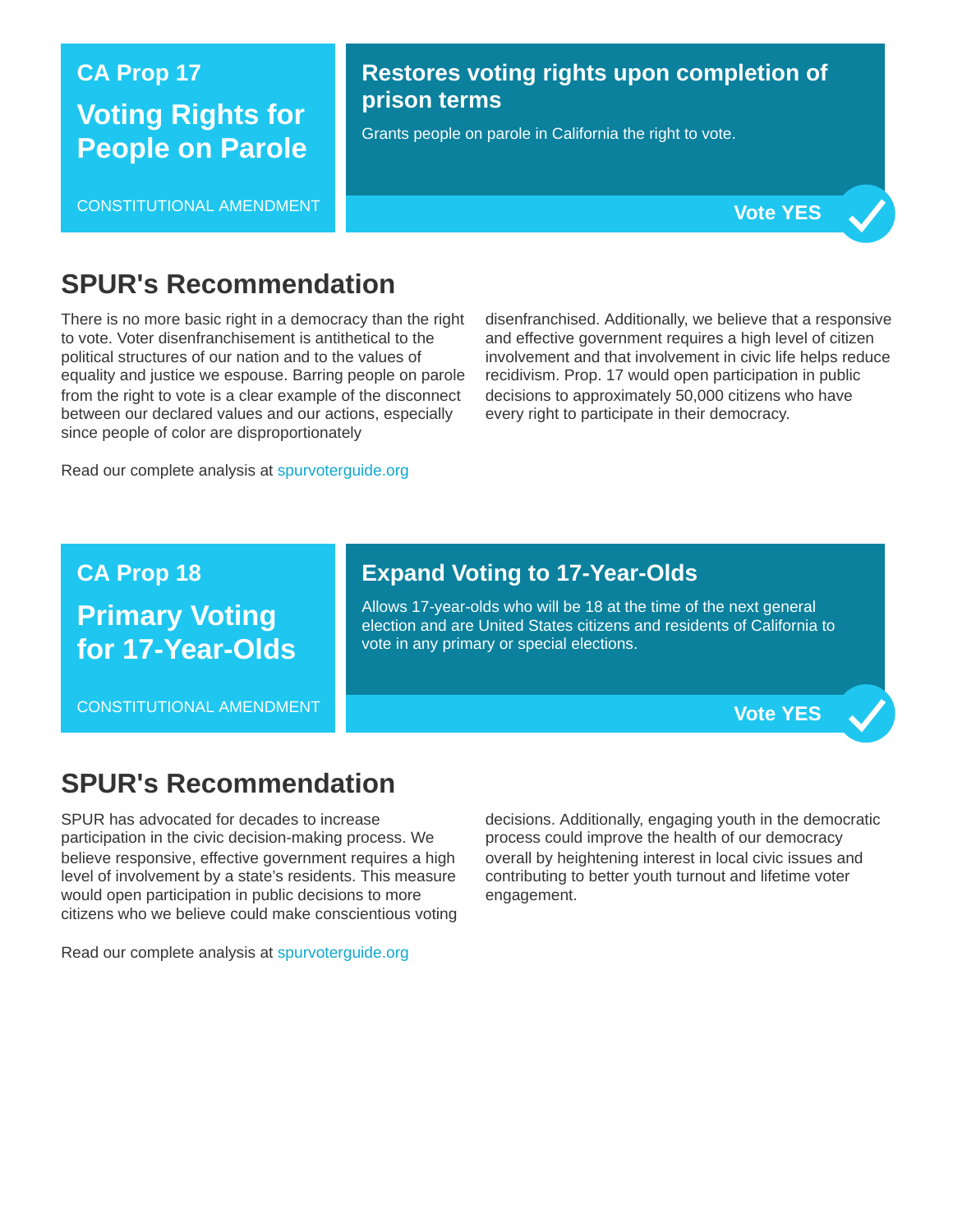## CA Prop 17

# Voting Rights for People on Parole

CONSTITUTIONAL AMENDMENT

### Restores voting rights upon completion of prison terms

Grants people on parole in California the right to vote.

**Vote YES** ✓

## SPUR's Recommendation

There is no more basic right in a democracy than the right to vote. Voter disenfranchisement is antithetical to the political structures of our nation and to the values of equality and justice we espouse. Barring people on parole from the right to vote is a clear example of the disconnect between our declared values and our actions, especially since people of color are disproportionately disenfranchised. Additionally, we believe that a responsive and effective government requires a high level of citizen involvement and that involvement in civic life helps reduce recidivism. Prop. 17 would open participation in public decisions to approximately 50,000 citizens who have every right to participate in their democracy.

Read our complete analysis at spurvoterguide.org

## CA Prop 18

# Primary Voting for 17-Year-Olds

CONSTITUTIONAL AMENDMENT

### Expand Voting to 17-Year-Olds

Allows 17-year-olds who will be 18 at the time of the next general election and are United States citizens and residents of California to vote in any primary or special elections.

**Vote YES** ✓

## SPUR's Recommendation

SPUR has advocated for decades to increase participation in the civic decision-making process. We believe responsive, effective government requires a high level of involvement by a state's residents. This measure would open participation in public decisions to more citizens who we believe could make conscientious voting decisions. Additionally, engaging youth in the democratic process could improve the health of our democracy overall by heightening interest in local civic issues and contributing to better youth turnout and lifetime voter engagement.

Read our complete analysis at spurvoterguide.org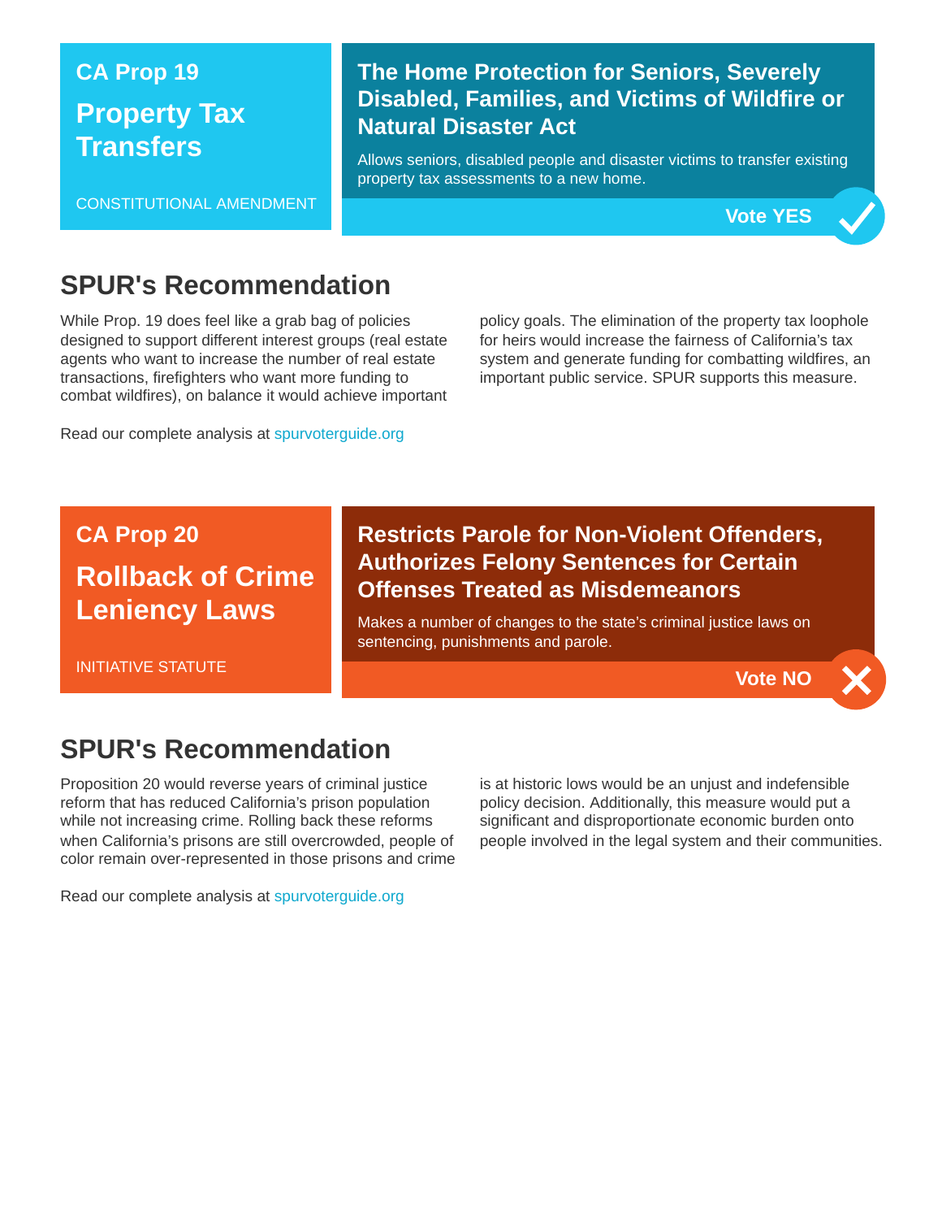## CA Prop 19

## Property Tax Transfers

CONSTITUTIONAL AMENDMENT

### The Home Protection for Seniors, Severely Disabled, Families, and Victims of Wildfire or Natural Disaster Act

Allows seniors, disabled people and disaster victims to transfer existing property tax assessments to a new home.

**Vote YES**

## SPUR's Recommendation

While Prop. 19 does feel like a grab bag of policies designed to support different interest groups (real estate agents who want to increase the number of real estate transactions, firefighters who want more funding to combat wildfires), on balance it would achieve important policy goals. The elimination of the property tax loophole for heirs would increase the fairness of California's tax system and generate funding for combatting wildfires, an important public service. SPUR supports this measure.

Read our complete analysis at spurvoterguide.org

## CA Prop 20

## Rollback of Crime Leniency Laws

INITIATIVE STATUTE

### Restricts Parole for Non-Violent Offenders, Authorizes Felony Sentences for Certain Offenses Treated as Misdemeanors

Makes a number of changes to the state's criminal justice laws on sentencing, punishments and parole.

**Vote NO**

## SPUR's Recommendation

Proposition 20 would reverse years of criminal justice reform that has reduced California's prison population while not increasing crime. Rolling back these reforms when California's prisons are still overcrowded, people of color remain over-represented in those prisons and crime is at historic lows would be an unjust and indefensible policy decision. Additionally, this measure would put a significant and disproportionate economic burden onto people involved in the legal system and their communities.

Read our complete analysis at spurvoterguide.org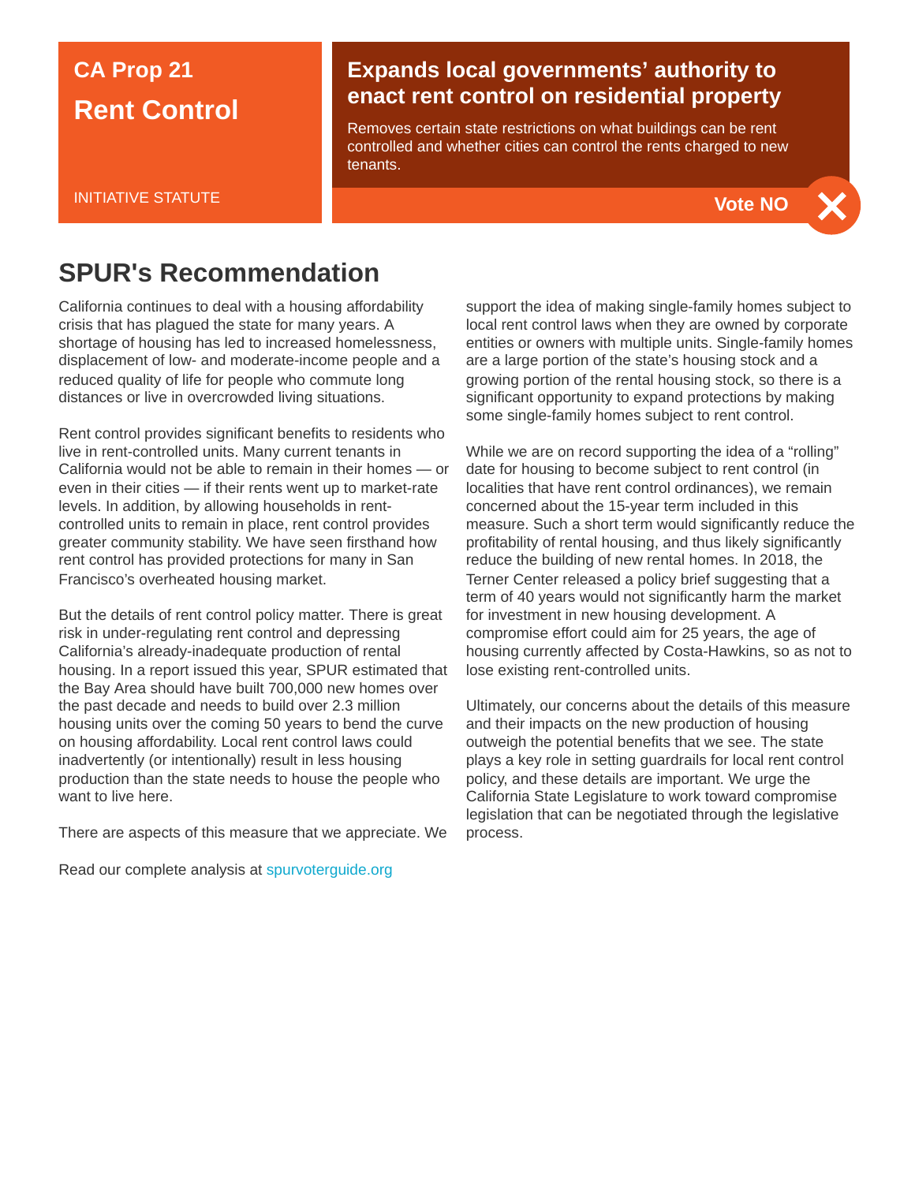**CA Prop 21**

# Rent Control

INITIATIVE STATUTE

**Expands local governments' authority to enact rent control on residential property**

Removes certain state restrictions on what buildings can be rent controlled and whether cities can control the rents charged to new tenants.

**Vote NO**

## SPUR's Recommendation

California continues to deal with a housing affordability crisis that has plagued the state for many years. A shortage of housing has led to increased homelessness, displacement of low- and moderate-income people and a reduced quality of life for people who commute long distances or live in overcrowded living situations.

Rent control provides significant benefits to residents who live in rent-controlled units. Many current tenants in California would not be able to remain in their homes — or even in their cities — if their rents went up to market-rate levels. In addition, by allowing households in rent-controlled units to remain in place, rent control provides greater community stability. We have seen firsthand how rent control has provided protections for many in San Francisco's overheated housing market.

But the details of rent control policy matter. There is great risk in under-regulating rent control and depressing California's already-inadequate production of rental housing. In a report issued this year, SPUR estimated that the Bay Area should have built 700,000 new homes over the past decade and needs to build over 2.3 million housing units over the coming 50 years to bend the curve on housing affordability. Local rent control laws could inadvertently (or intentionally) result in less housing production than the state needs to house the people who want to live here.

There are aspects of this measure that we appreciate. We support the idea of making single-family homes subject to local rent control laws when they are owned by corporate entities or owners with multiple units. Single-family homes are a large portion of the state's housing stock and a growing portion of the rental housing stock, so there is a significant opportunity to expand protections by making some single-family homes subject to rent control.

While we are on record supporting the idea of a "rolling" date for housing to become subject to rent control (in localities that have rent control ordinances), we remain concerned about the 15-year term included in this measure. Such a short term would significantly reduce the profitability of rental housing, and thus likely significantly reduce the building of new rental homes. In 2018, the Terner Center released a policy brief suggesting that a term of 40 years would not significantly harm the market for investment in new housing development. A compromise effort could aim for 25 years, the age of housing currently affected by Costa-Hawkins, so as not to lose existing rent-controlled units.

Ultimately, our concerns about the details of this measure and their impacts on the new production of housing outweigh the potential benefits that we see. The state plays a key role in setting guardrails for local rent control policy, and these details are important. We urge the California State Legislature to work toward compromise legislation that can be negotiated through the legislative process.

Read our complete analysis at spurvoterguide.org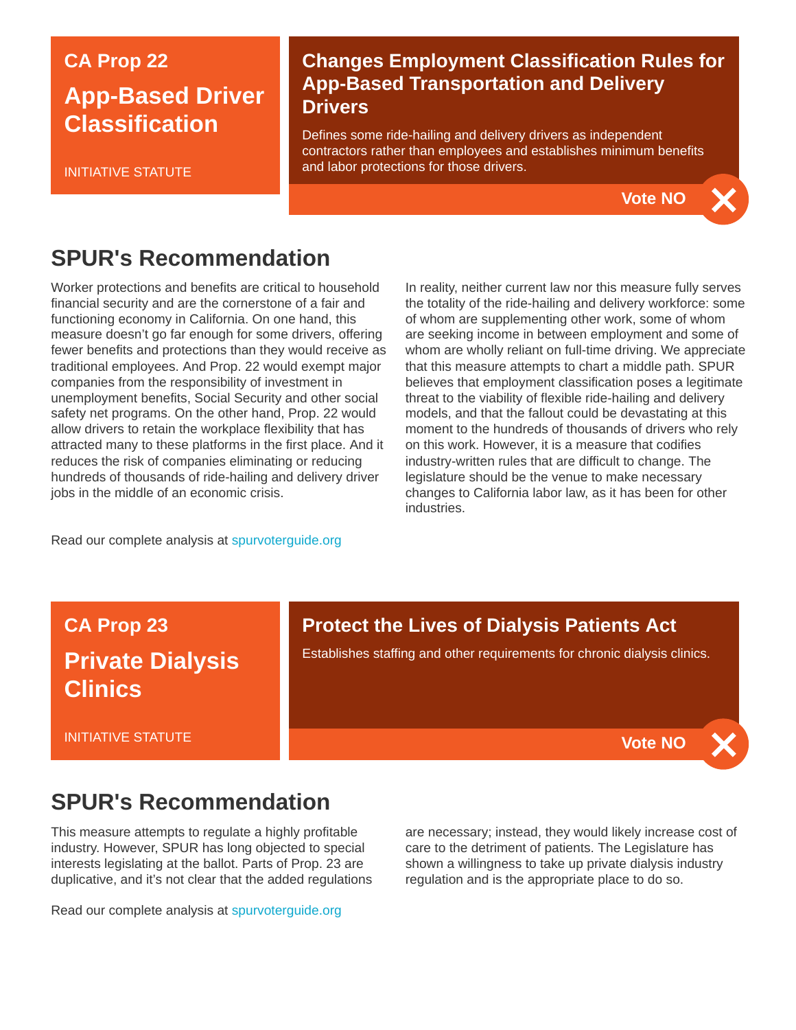## CA Prop 22

# App-Based Driver Classification

INITIATIVE STATUTE

### Changes Employment Classification Rules for App-Based Transportation and Delivery Drivers

Defines some ride-hailing and delivery drivers as independent contractors rather than employees and establishes minimum benefits and labor protections for those drivers.

**Vote NO**

## SPUR's Recommendation

Worker protections and benefits are critical to household financial security and are the cornerstone of a fair and functioning economy in California. On one hand, this measure doesn't go far enough for some drivers, offering fewer benefits and protections than they would receive as traditional employees. And Prop. 22 would exempt major companies from the responsibility of investment in unemployment benefits, Social Security and other social safety net programs. On the other hand, Prop. 22 would allow drivers to retain the workplace flexibility that has attracted many to these platforms in the first place. And it reduces the risk of companies eliminating or reducing hundreds of thousands of ride-hailing and delivery driver jobs in the middle of an economic crisis.

In reality, neither current law nor this measure fully serves the totality of the ride-hailing and delivery workforce: some of whom are supplementing other work, some of whom are seeking income in between employment and some of whom are wholly reliant on full-time driving. We appreciate that this measure attempts to chart a middle path. SPUR believes that employment classification poses a legitimate threat to the viability of flexible ride-hailing and delivery models, and that the fallout could be devastating at this moment to the hundreds of thousands of drivers who rely on this work. However, it is a measure that codifies industry-written rules that are difficult to change. The legislature should be the venue to make necessary changes to California labor law, as it has been for other industries.

Read our complete analysis at spurvoterguide.org

## CA Prop 23

# Private Dialysis Clinics

INITIATIVE STATUTE

### Protect the Lives of Dialysis Patients Act

Establishes staffing and other requirements for chronic dialysis clinics.

**Vote NO**

## SPUR's Recommendation

This measure attempts to regulate a highly profitable industry. However, SPUR has long objected to special interests legislating at the ballot. Parts of Prop. 23 are duplicative, and it's not clear that the added regulations are necessary; instead, they would likely increase cost of care to the detriment of patients. The Legislature has shown a willingness to take up private dialysis industry regulation and is the appropriate place to do so.

Read our complete analysis at spurvoterguide.org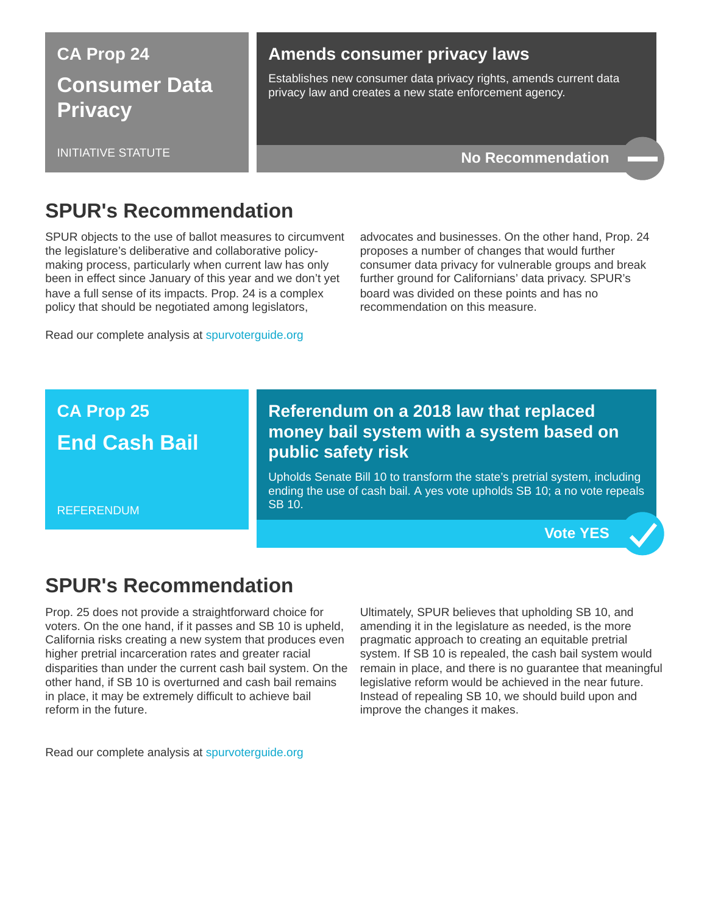## CA Prop 24

## Consumer Data Privacy

INITIATIVE STATUTE

### Amends consumer privacy laws

Establishes new consumer data privacy rights, amends current data privacy law and creates a new state enforcement agency.

**No Recommendation**

## SPUR's Recommendation

SPUR objects to the use of ballot measures to circumvent the legislature's deliberative and collaborative policy-making process, particularly when current law has only been in effect since January of this year and we don't yet have a full sense of its impacts. Prop. 24 is a complex policy that should be negotiated among legislators, advocates and businesses. On the other hand, Prop. 24 proposes a number of changes that would further consumer data privacy for vulnerable groups and break further ground for Californians' data privacy. SPUR's board was divided on these points and has no recommendation on this measure.

Read our complete analysis at spurvoterguide.org

## CA Prop 25

## End Cash Bail

REFERENDUM

### Referendum on a 2018 law that replaced money bail system with a system based on public safety risk

Upholds Senate Bill 10 to transform the state's pretrial system, including ending the use of cash bail. A yes vote upholds SB 10; a no vote repeals SB 10.

**Vote YES**

## SPUR's Recommendation

Prop. 25 does not provide a straightforward choice for voters. On the one hand, if it passes and SB 10 is upheld, California risks creating a new system that produces even higher pretrial incarceration rates and greater racial disparities than under the current cash bail system. On the other hand, if SB 10 is overturned and cash bail remains in place, it may be extremely difficult to achieve bail reform in the future.

Ultimately, SPUR believes that upholding SB 10, and amending it in the legislature as needed, is the more pragmatic approach to creating an equitable pretrial system. If SB 10 is repealed, the cash bail system would remain in place, and there is no guarantee that meaningful legislative reform would be achieved in the near future. Instead of repealing SB 10, we should build upon and improve the changes it makes.

Read our complete analysis at spurvoterguide.org